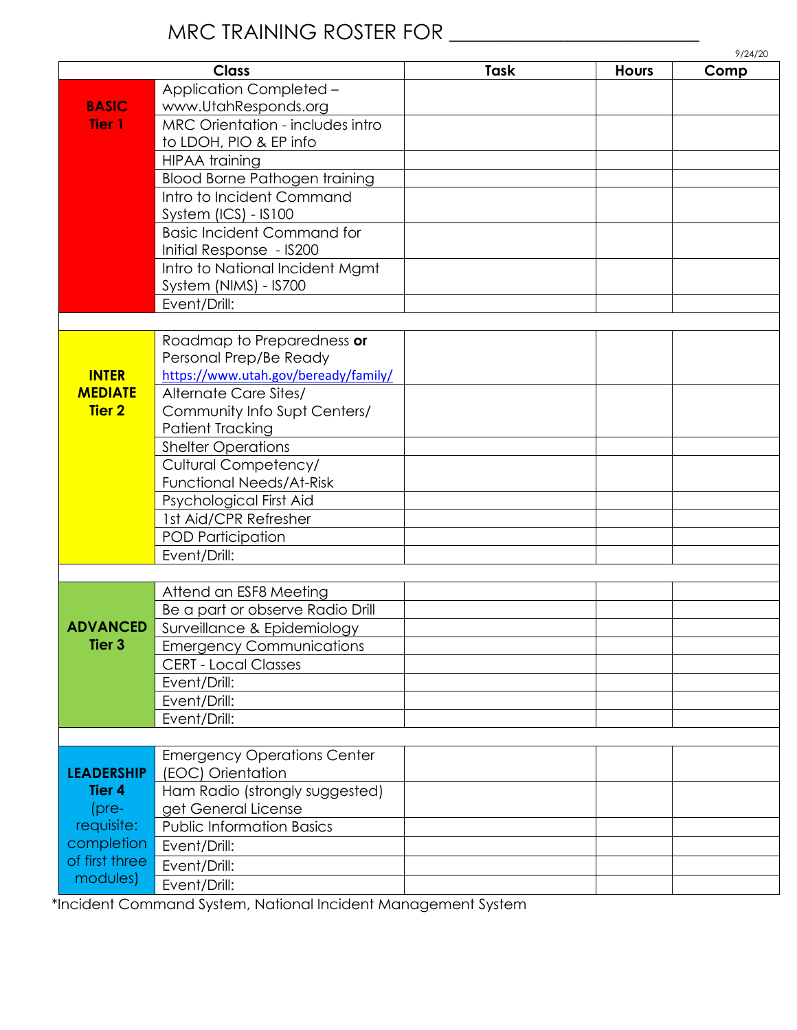# MRC TRAINING ROSTER FOR ________________________

9/24/20

| Class | | Task | Hours | Comp |
|---|---|---|---|---|
| **BASIC Tier 1** | Application Completed – www.UtahResponds.org | | | |
| | MRC Orientation - includes intro to LDOH, PIO & EP info | | | |
| | HIPAA training | | | |
| | Blood Borne Pathogen training | | | |
| | Intro to Incident Command System (ICS) - IS100 | | | |
| | Basic Incident Command for Initial Response - IS200 | | | |
| | Intro to National Incident Mgmt System (NIMS) - IS700 | | | |
| | Event/Drill: | | | |
| | | | | |
| **INTER MEDIATE Tier 2** | Roadmap to Preparedness **or** Personal Prep/Be Ready https://www.utah.gov/beready/family/ | | | |
| | Alternate Care Sites/ Community Info Supt Centers/ Patient Tracking | | | |
| | Shelter Operations | | | |
| | Cultural Competency/ Functional Needs/At-Risk | | | |
| | Psychological First Aid | | | |
| | 1st Aid/CPR Refresher | | | |
| | POD Participation | | | |
| | Event/Drill: | | | |
| | | | | |
| **ADVANCED Tier 3** | Attend an ESF8 Meeting | | | |
| | Be a part or observe Radio Drill | | | |
| | Surveillance & Epidemiology | | | |
| | Emergency Communications | | | |
| | CERT - Local Classes | | | |
| | Event/Drill: | | | |
| | Event/Drill: | | | |
| | Event/Drill: | | | |
| | | | | |
| **LEADERSHIP Tier 4** (pre-requisite: completion of first three modules) | Emergency Operations Center (EOC) Orientation | | | |
| | Ham Radio (strongly suggested) get General License | | | |
| | Public Information Basics | | | |
| | Event/Drill: | | | |
| | Event/Drill: | | | |
| | Event/Drill: | | | |

*Incident Command System, National Incident Management System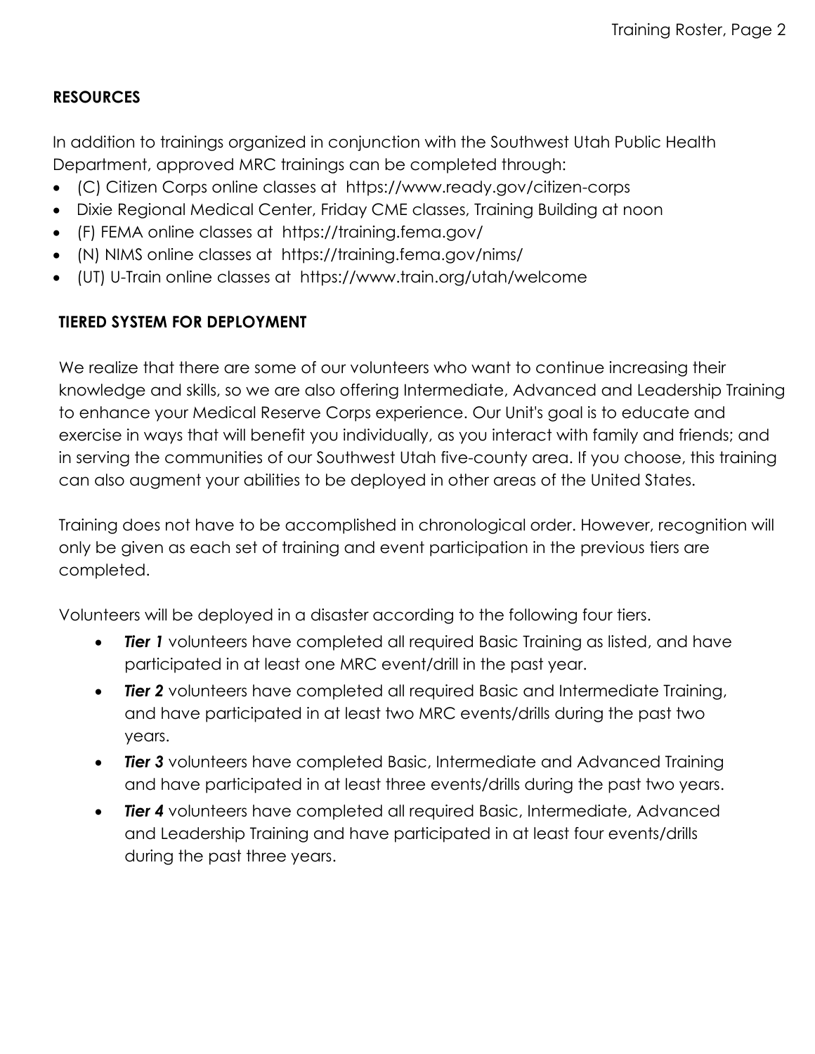## RESOURCES

In addition to trainings organized in conjunction with the Southwest Utah Public Health Department, approved MRC trainings can be completed through:

- (C) Citizen Corps online classes at https://www.ready.gov/citizen-corps
- Dixie Regional Medical Center, Friday CME classes, Training Building at noon
- (F) FEMA online classes at https://training.fema.gov/
- (N) NIMS online classes at https://training.fema.gov/nims/
- (UT) U-Train online classes at https://www.train.org/utah/welcome

## TIERED SYSTEM FOR DEPLOYMENT

We realize that there are some of our volunteers who want to continue increasing their knowledge and skills, so we are also offering Intermediate, Advanced and Leadership Training to enhance your Medical Reserve Corps experience. Our Unit's goal is to educate and exercise in ways that will benefit you individually, as you interact with family and friends; and in serving the communities of our Southwest Utah five-county area. If you choose, this training can also augment your abilities to be deployed in other areas of the United States.

Training does not have to be accomplished in chronological order. However, recognition will only be given as each set of training and event participation in the previous tiers are completed.

Volunteers will be deployed in a disaster according to the following four tiers.

- ***Tier 1*** volunteers have completed all required Basic Training as listed, and have participated in at least one MRC event/drill in the past year.
- ***Tier 2*** volunteers have completed all required Basic and Intermediate Training, and have participated in at least two MRC events/drills during the past two years.
- ***Tier 3*** volunteers have completed Basic, Intermediate and Advanced Training and have participated in at least three events/drills during the past two years.
- ***Tier 4*** volunteers have completed all required Basic, Intermediate, Advanced and Leadership Training and have participated in at least four events/drills during the past three years.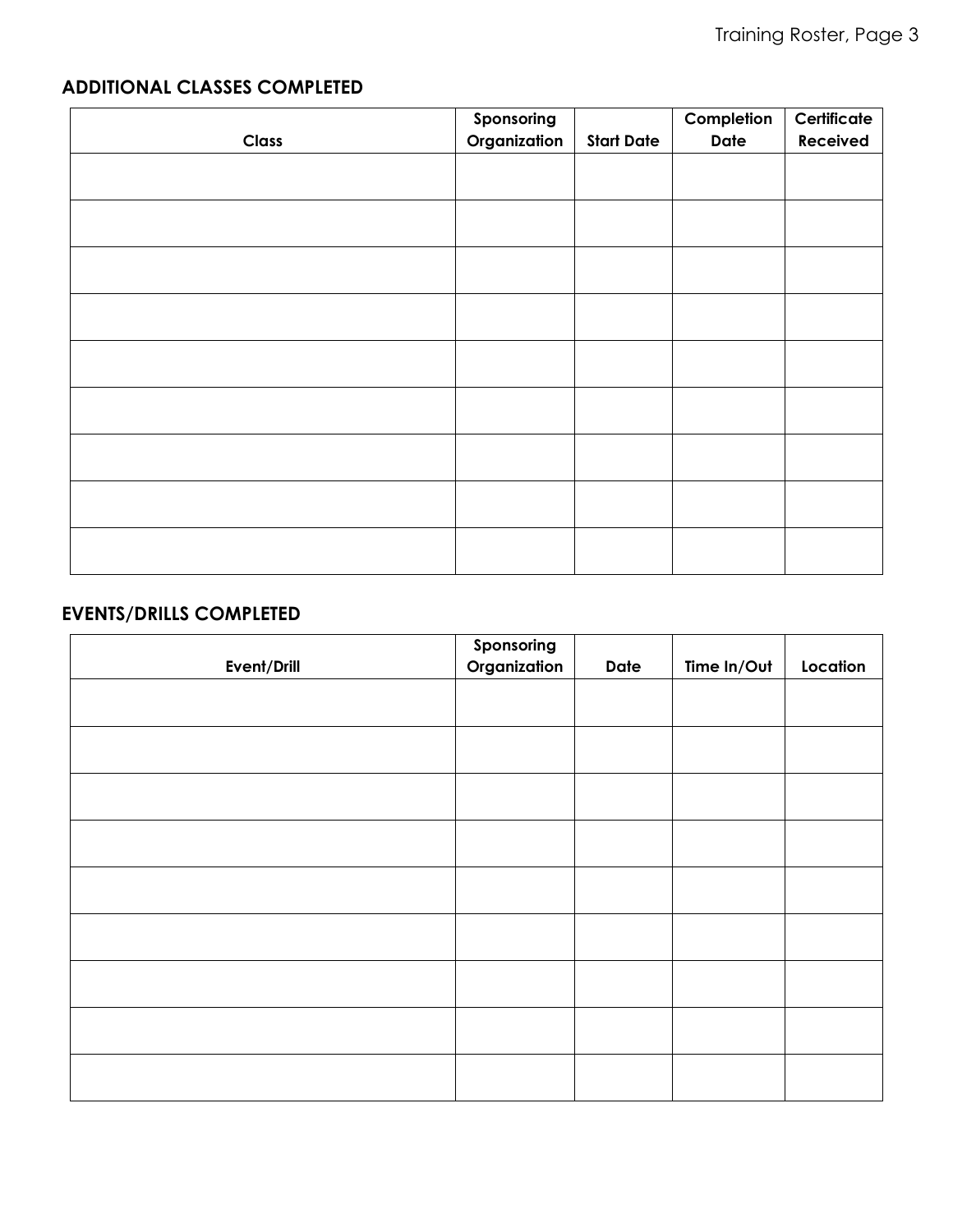## ADDITIONAL CLASSES COMPLETED

| Class | Sponsoring Organization | Start Date | Completion Date | Certificate Received |
|---|---|---|---|---|
| | | | | |
| | | | | |
| | | | | |
| | | | | |
| | | | | |
| | | | | |
| | | | | |
| | | | | |
| | | | | |

## EVENTS/DRILLS COMPLETED

| Event/Drill | Sponsoring Organization | Date | Time In/Out | Location |
|---|---|---|---|---|
| | | | | |
| | | | | |
| | | | | |
| | | | | |
| | | | | |
| | | | | |
| | | | | |
| | | | | |
| | | | | |